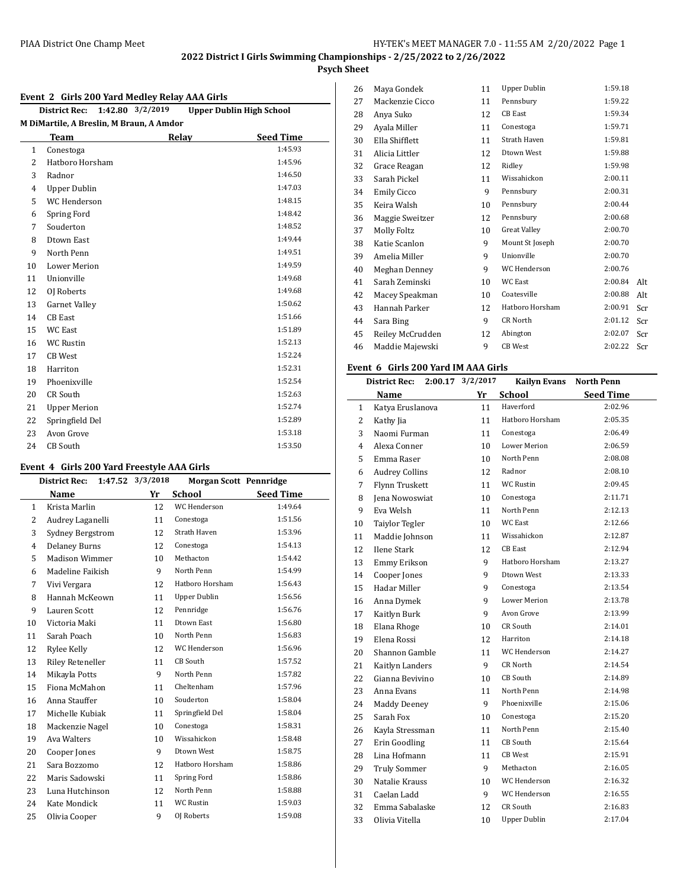# 2022 District I Girls Swimming Championships - 2/25/2022 to 2/26/2022

## Psych Sheet

### Event 2 Girls 200 Yard Medley Relay AAA Girls

**District Rec:** 1:42.80 3/2/2019 Upper Dublin High School
M DiMartile, A Breslin, M Braun, A Amdor

| | Team | Relay | Seed Time |
|---|---|---|---|
| 1 | Conestoga | | 1:45.93 |
| 2 | Hatboro Horsham | | 1:45.96 |
| 3 | Radnor | | 1:46.50 |
| 4 | Upper Dublin | | 1:47.03 |
| 5 | WC Henderson | | 1:48.15 |
| 6 | Spring Ford | | 1:48.42 |
| 7 | Souderton | | 1:48.52 |
| 8 | Dtown East | | 1:49.44 |
| 9 | North Penn | | 1:49.51 |
| 10 | Lower Merion | | 1:49.59 |
| 11 | Unionville | | 1:49.68 |
| 12 | OJ Roberts | | 1:49.68 |
| 13 | Garnet Valley | | 1:50.62 |
| 14 | CB East | | 1:51.66 |
| 15 | WC East | | 1:51.89 |
| 16 | WC Rustin | | 1:52.13 |
| 17 | CB West | | 1:52.24 |
| 18 | Harriton | | 1:52.31 |
| 19 | Phoenixville | | 1:52.54 |
| 20 | CR South | | 1:52.63 |
| 21 | Upper Merion | | 1:52.74 |
| 22 | Springfield Del | | 1:52.89 |
| 23 | Avon Grove | | 1:53.18 |
| 24 | CB South | | 1:53.50 |

### Event 4 Girls 200 Yard Freestyle AAA Girls

**District Rec:** 1:47.52 3/3/2018 Morgan Scott Pennridge

| | Name | Yr | School | Seed Time | |
|---|---|---|---|---|---|
| 1 | Krista Marlin | 12 | WC Henderson | 1:49.64 | |
| 2 | Audrey Laganelli | 11 | Conestoga | 1:51.56 | |
| 3 | Sydney Bergstrom | 12 | Strath Haven | 1:53.96 | |
| 4 | Delaney Burns | 12 | Conestoga | 1:54.13 | |
| 5 | Madison Wimmer | 10 | Methacton | 1:54.42 | |
| 6 | Madeline Faikish | 9 | North Penn | 1:54.99 | |
| 7 | Vivi Vergara | 12 | Hatboro Horsham | 1:56.43 | |
| 8 | Hannah McKeown | 11 | Upper Dublin | 1:56.56 | |
| 9 | Lauren Scott | 12 | Pennridge | 1:56.76 | |
| 10 | Victoria Maki | 11 | Dtown East | 1:56.80 | |
| 11 | Sarah Poach | 10 | North Penn | 1:56.83 | |
| 12 | Rylee Kelly | 12 | WC Henderson | 1:56.96 | |
| 13 | Riley Reteneller | 11 | CB South | 1:57.52 | |
| 14 | Mikayla Potts | 9 | North Penn | 1:57.82 | |
| 15 | Fiona McMahon | 11 | Cheltenham | 1:57.96 | |
| 16 | Anna Stauffer | 10 | Souderton | 1:58.04 | |
| 17 | Michelle Kubiak | 11 | Springfield Del | 1:58.04 | |
| 18 | Mackenzie Nagel | 10 | Conestoga | 1:58.31 | |
| 19 | Ava Walters | 10 | Wissahickon | 1:58.48 | |
| 20 | Cooper Jones | 9 | Dtown West | 1:58.75 | |
| 21 | Sara Bozzomo | 12 | Hatboro Horsham | 1:58.86 | |
| 22 | Maris Sadowski | 11 | Spring Ford | 1:58.86 | |
| 23 | Luna Hutchinson | 12 | North Penn | 1:58.88 | |
| 24 | Kate Mondick | 11 | WC Rustin | 1:59.03 | |
| 25 | Olivia Cooper | 9 | OJ Roberts | 1:59.08 | |
| 26 | Maya Gondek | 11 | Upper Dublin | 1:59.18 | |
| 27 | Mackenzie Cicco | 11 | Pennsbury | 1:59.22 | |
| 28 | Anya Suko | 12 | CB East | 1:59.34 | |
| 29 | Ayala Miller | 11 | Conestoga | 1:59.71 | |
| 30 | Ella Shifflett | 11 | Strath Haven | 1:59.81 | |
| 31 | Alicia Littler | 12 | Dtown West | 1:59.88 | |
| 32 | Grace Reagan | 12 | Ridley | 1:59.98 | |
| 33 | Sarah Pickel | 11 | Wissahickon | 2:00.11 | |
| 34 | Emily Cicco | 9 | Pennsbury | 2:00.31 | |
| 35 | Keira Walsh | 10 | Pennsbury | 2:00.44 | |
| 36 | Maggie Sweitzer | 12 | Pennsbury | 2:00.68 | |
| 37 | Molly Foltz | 10 | Great Valley | 2:00.70 | |
| 38 | Katie Scanlon | 9 | Mount St Joseph | 2:00.70 | |
| 39 | Amelia Miller | 9 | Unionville | 2:00.70 | |
| 40 | Meghan Denney | 9 | WC Henderson | 2:00.76 | |
| 41 | Sarah Zeminski | 10 | WC East | 2:00.84 | Alt |
| 42 | Macey Speakman | 10 | Coatesville | 2:00.88 | Alt |
| 43 | Hannah Parker | 12 | Hatboro Horsham | 2:00.91 | Scr |
| 44 | Sara Bing | 9 | CR North | 2:01.12 | Scr |
| 45 | Reiley McCrudden | 12 | Abington | 2:02.07 | Scr |
| 46 | Maddie Majewski | 9 | CB West | 2:02.22 | Scr |

### Event 6 Girls 200 Yard IM AAA Girls

**District Rec:** 2:00.17 3/2/2017 Kailyn Evans North Penn

| | Name | Yr | School | Seed Time |
|---|---|---|---|---|
| 1 | Katya Eruslanova | 11 | Haverford | 2:02.96 |
| 2 | Kathy Jia | 11 | Hatboro Horsham | 2:05.35 |
| 3 | Naomi Furman | 11 | Conestoga | 2:06.49 |
| 4 | Alexa Conner | 10 | Lower Merion | 2:06.59 |
| 5 | Emma Raser | 10 | North Penn | 2:08.08 |
| 6 | Audrey Collins | 12 | Radnor | 2:08.10 |
| 7 | Flynn Truskett | 11 | WC Rustin | 2:09.45 |
| 8 | Jena Nowoswiat | 10 | Conestoga | 2:11.71 |
| 9 | Eva Welsh | 11 | North Penn | 2:12.13 |
| 10 | Taiylor Tegler | 10 | WC East | 2:12.66 |
| 11 | Maddie Johnson | 11 | Wissahickon | 2:12.87 |
| 12 | Ilene Stark | 12 | CB East | 2:12.94 |
| 13 | Emmy Erikson | 9 | Hatboro Horsham | 2:13.27 |
| 14 | Cooper Jones | 9 | Dtown West | 2:13.33 |
| 15 | Hadar Miller | 9 | Conestoga | 2:13.54 |
| 16 | Anna Dymek | 9 | Lower Merion | 2:13.78 |
| 17 | Kaitlyn Burk | 9 | Avon Grove | 2:13.99 |
| 18 | Elana Rhoge | 10 | CR South | 2:14.01 |
| 19 | Elena Rossi | 12 | Harriton | 2:14.18 |
| 20 | Shannon Gamble | 11 | WC Henderson | 2:14.27 |
| 21 | Kaitlyn Landers | 9 | CR North | 2:14.54 |
| 22 | Gianna Bevivino | 10 | CB South | 2:14.89 |
| 23 | Anna Evans | 11 | North Penn | 2:14.98 |
| 24 | Maddy Deeney | 9 | Phoenixville | 2:15.06 |
| 25 | Sarah Fox | 10 | Conestoga | 2:15.20 |
| 26 | Kayla Stressman | 11 | North Penn | 2:15.40 |
| 27 | Erin Goodling | 11 | CB South | 2:15.64 |
| 28 | Lina Hofmann | 11 | CB West | 2:15.91 |
| 29 | Truly Sommer | 9 | Methacton | 2:16.05 |
| 30 | Natalie Krauss | 10 | WC Henderson | 2:16.32 |
| 31 | Caelan Ladd | 9 | WC Henderson | 2:16.55 |
| 32 | Emma Sabalaske | 12 | CR South | 2:16.83 |
| 33 | Olivia Vitella | 10 | Upper Dublin | 2:17.04 |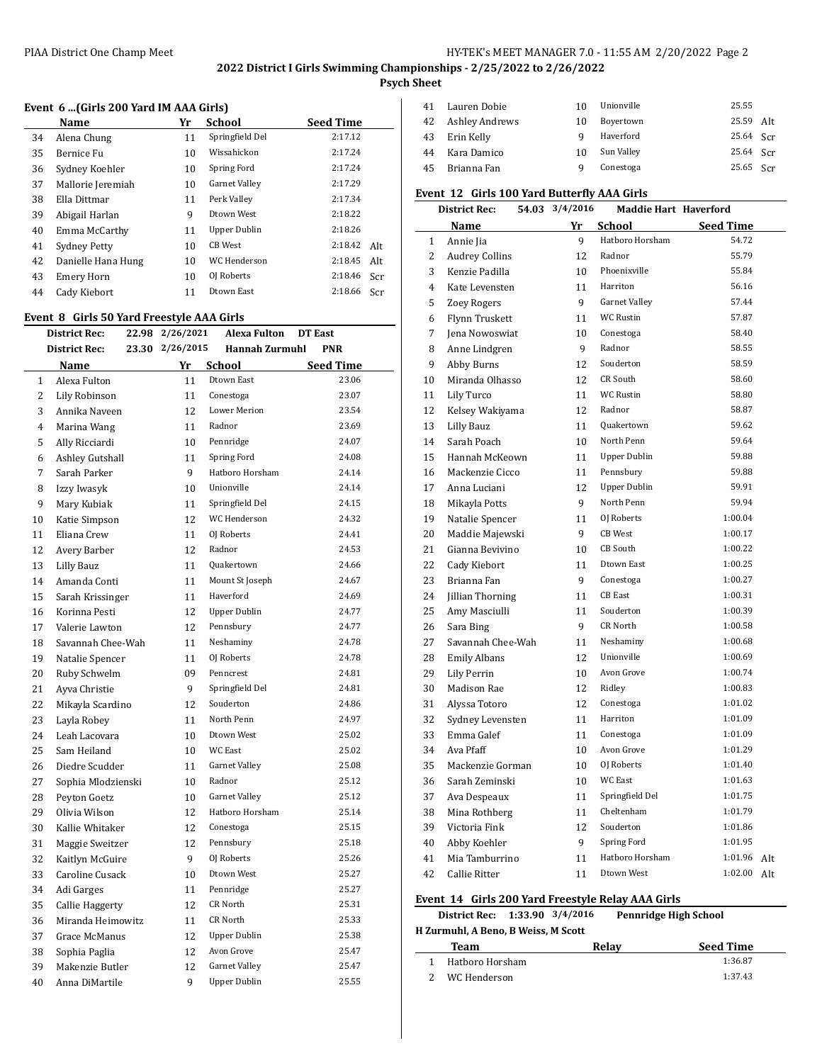2022 District I Girls Swimming Championships - 2/25/2022 to 2/26/2022

**Psych Sheet**

### Event 6 ...(Girls 200 Yard IM AAA Girls)

| | Name | Yr | School | Seed Time | |
|---|---|---|---|---|---|
| 34 | Alena Chung | 11 | Springfield Del | 2:17.12 | |
| 35 | Bernice Fu | 10 | Wissahickon | 2:17.24 | |
| 36 | Sydney Koehler | 10 | Spring Ford | 2:17.24 | |
| 37 | Mallorie Jeremiah | 10 | Garnet Valley | 2:17.29 | |
| 38 | Ella Dittmar | 11 | Perk Valley | 2:17.34 | |
| 39 | Abigail Harlan | 9 | Dtown West | 2:18.22 | |
| 40 | Emma McCarthy | 11 | Upper Dublin | 2:18.26 | |
| 41 | Sydney Petty | 10 | CB West | 2:18.42 | Alt |
| 42 | Danielle Hana Hung | 10 | WC Henderson | 2:18.45 | Alt |
| 43 | Emery Horn | 10 | OJ Roberts | 2:18.46 | Scr |
| 44 | Cady Kiebort | 11 | Dtown East | 2:18.66 | Scr |

### Event 8 Girls 50 Yard Freestyle AAA Girls

**District Rec:** 22.98 2/26/2021 **Alexa Fulton** **DT East**

**District Rec:** 23.30 2/26/2015 **Hannah Zurmuhl** **PNR**

| | Name | Yr | School | Seed Time | |
|---|---|---|---|---|---|
| 1 | Alexa Fulton | 11 | Dtown East | 23.06 | |
| 2 | Lily Robinson | 11 | Conestoga | 23.07 | |
| 3 | Annika Naveen | 12 | Lower Merion | 23.54 | |
| 4 | Marina Wang | 11 | Radnor | 23.69 | |
| 5 | Ally Ricciardi | 10 | Pennridge | 24.07 | |
| 6 | Ashley Gutshall | 11 | Spring Ford | 24.08 | |
| 7 | Sarah Parker | 9 | Hatboro Horsham | 24.14 | |
| 8 | Izzy Iwasyk | 10 | Unionville | 24.14 | |
| 9 | Mary Kubiak | 11 | Springfield Del | 24.15 | |
| 10 | Katie Simpson | 12 | WC Henderson | 24.32 | |
| 11 | Eliana Crew | 11 | OJ Roberts | 24.41 | |
| 12 | Avery Barber | 12 | Radnor | 24.53 | |
| 13 | Lilly Bauz | 11 | Quakertown | 24.66 | |
| 14 | Amanda Conti | 11 | Mount St Joseph | 24.67 | |
| 15 | Sarah Krissinger | 11 | Haverford | 24.69 | |
| 16 | Korinna Pesti | 12 | Upper Dublin | 24.77 | |
| 17 | Valerie Lawton | 12 | Pennsbury | 24.77 | |
| 18 | Savannah Chee-Wah | 11 | Neshaminy | 24.78 | |
| 19 | Natalie Spencer | 11 | OJ Roberts | 24.78 | |
| 20 | Ruby Schwelm | 09 | Penncrest | 24.81 | |
| 21 | Ayva Christie | 9 | Springfield Del | 24.81 | |
| 22 | Mikayla Scardino | 12 | Souderton | 24.86 | |
| 23 | Layla Robey | 11 | North Penn | 24.97 | |
| 24 | Leah Lacovara | 10 | Dtown West | 25.02 | |
| 25 | Sam Heiland | 10 | WC East | 25.02 | |
| 26 | Diedre Scudder | 11 | Garnet Valley | 25.08 | |
| 27 | Sophia Mlodzienski | 10 | Radnor | 25.12 | |
| 28 | Peyton Goetz | 10 | Garnet Valley | 25.12 | |
| 29 | Olivia Wilson | 12 | Hatboro Horsham | 25.14 | |
| 30 | Kallie Whitaker | 12 | Conestoga | 25.15 | |
| 31 | Maggie Sweitzer | 12 | Pennsbury | 25.18 | |
| 32 | Kaitlyn McGuire | 9 | OJ Roberts | 25.26 | |
| 33 | Caroline Cusack | 10 | Dtown West | 25.27 | |
| 34 | Adi Garges | 11 | Pennridge | 25.27 | |
| 35 | Callie Haggerty | 12 | CR North | 25.31 | |
| 36 | Miranda Heimowitz | 11 | CR North | 25.33 | |
| 37 | Grace McManus | 12 | Upper Dublin | 25.38 | |
| 38 | Sophia Paglia | 12 | Avon Grove | 25.47 | |
| 39 | Makenzie Butler | 12 | Garnet Valley | 25.47 | |
| 40 | Anna DiMartile | 9 | Upper Dublin | 25.55 | |
| 41 | Lauren Dobie | 10 | Unionville | 25.55 | |
| 42 | Ashley Andrews | 10 | Boyertown | 25.59 | Alt |
| 43 | Erin Kelly | 9 | Haverford | 25.64 | Scr |
| 44 | Kara Damico | 10 | Sun Valley | 25.64 | Scr |
| 45 | Brianna Fan | 9 | Conestoga | 25.65 | Scr |

### Event 12 Girls 100 Yard Butterfly AAA Girls

**District Rec:** 54.03 3/4/2016 **Maddie Hart** **Haverford**

| | Name | Yr | School | Seed Time | |
|---|---|---|---|---|---|
| 1 | Annie Jia | 9 | Hatboro Horsham | 54.72 | |
| 2 | Audrey Collins | 12 | Radnor | 55.79 | |
| 3 | Kenzie Padilla | 10 | Phoenixville | 55.84 | |
| 4 | Kate Levensten | 11 | Harriton | 56.16 | |
| 5 | Zoey Rogers | 9 | Garnet Valley | 57.44 | |
| 6 | Flynn Truskett | 11 | WC Rustin | 57.87 | |
| 7 | Jena Nowoswiat | 10 | Conestoga | 58.40 | |
| 8 | Anne Lindgren | 9 | Radnor | 58.55 | |
| 9 | Abby Burns | 12 | Souderton | 58.59 | |
| 10 | Miranda Olhasso | 12 | CR South | 58.60 | |
| 11 | Lily Turco | 11 | WC Rustin | 58.80 | |
| 12 | Kelsey Wakiyama | 12 | Radnor | 58.87 | |
| 13 | Lilly Bauz | 11 | Quakertown | 59.62 | |
| 14 | Sarah Poach | 10 | North Penn | 59.64 | |
| 15 | Hannah McKeown | 11 | Upper Dublin | 59.88 | |
| 16 | Mackenzie Cicco | 11 | Pennsbury | 59.88 | |
| 17 | Anna Luciani | 12 | Upper Dublin | 59.91 | |
| 18 | Mikayla Potts | 9 | North Penn | 59.94 | |
| 19 | Natalie Spencer | 11 | OJ Roberts | 1:00.04 | |
| 20 | Maddie Majewski | 9 | CB West | 1:00.17 | |
| 21 | Gianna Bevivino | 10 | CB South | 1:00.22 | |
| 22 | Cady Kiebort | 11 | Dtown East | 1:00.25 | |
| 23 | Brianna Fan | 9 | Conestoga | 1:00.27 | |
| 24 | Jillian Thorning | 11 | CB East | 1:00.31 | |
| 25 | Amy Masciulli | 11 | Souderton | 1:00.39 | |
| 26 | Sara Bing | 9 | CR North | 1:00.58 | |
| 27 | Savannah Chee-Wah | 11 | Neshaminy | 1:00.68 | |
| 28 | Emily Albans | 12 | Unionville | 1:00.69 | |
| 29 | Lily Perrin | 10 | Avon Grove | 1:00.74 | |
| 30 | Madison Rae | 12 | Ridley | 1:00.83 | |
| 31 | Alyssa Totoro | 12 | Conestoga | 1:01.02 | |
| 32 | Sydney Levensten | 11 | Harriton | 1:01.09 | |
| 33 | Emma Galef | 11 | Conestoga | 1:01.09 | |
| 34 | Ava Pfaff | 10 | Avon Grove | 1:01.29 | |
| 35 | Mackenzie Gorman | 10 | OJ Roberts | 1:01.40 | |
| 36 | Sarah Zeminski | 10 | WC East | 1:01.63 | |
| 37 | Ava Despeaux | 11 | Springfield Del | 1:01.75 | |
| 38 | Mina Rothberg | 11 | Cheltenham | 1:01.79 | |
| 39 | Victoria Fink | 12 | Souderton | 1:01.86 | |
| 40 | Abby Koehler | 9 | Spring Ford | 1:01.95 | |
| 41 | Mia Tamburrino | 11 | Hatboro Horsham | 1:01.96 | Alt |
| 42 | Callie Ritter | 11 | Dtown West | 1:02.00 | Alt |

### Event 14 Girls 200 Yard Freestyle Relay AAA Girls

**District Rec:** 1:33.90 3/4/2016 **Pennridge High School**

**H Zurmuhl, A Beno, B Weiss, M Scott**

| | Team | Relay | Seed Time |
|---|---|---|---|
| 1 | Hatboro Horsham | | 1:36.87 |
| 2 | WC Henderson | | 1:37.43 |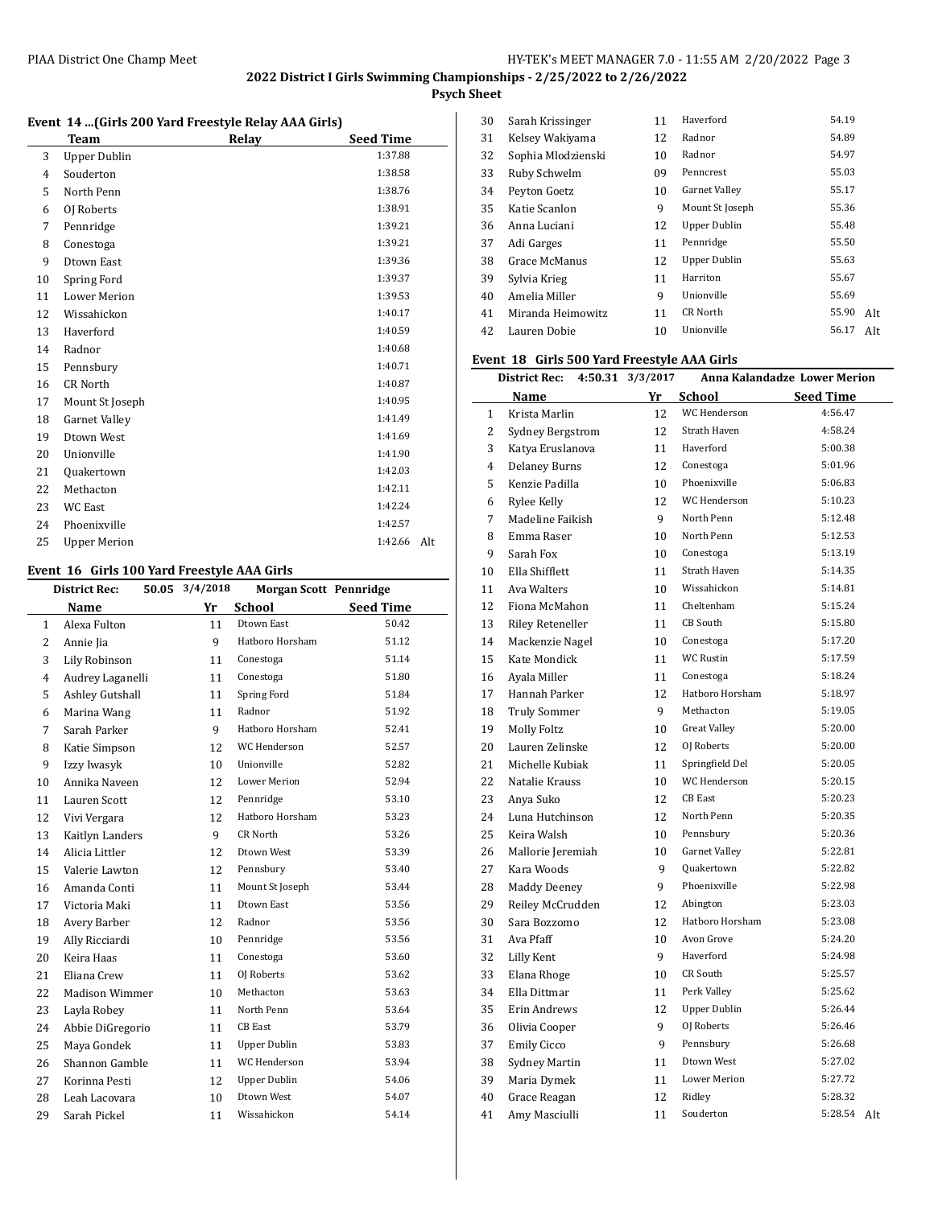## 2022 District I Girls Swimming Championships - 2/25/2022 to 2/26/2022

**Psych Sheet**

### Event 14 ...(Girls 200 Yard Freestyle Relay AAA Girls)

| | Team | Relay | Seed Time | |
|---|---|---|---|---|
| 3 | Upper Dublin | | 1:37.88 | |
| 4 | Souderton | | 1:38.58 | |
| 5 | North Penn | | 1:38.76 | |
| 6 | OJ Roberts | | 1:38.91 | |
| 7 | Pennridge | | 1:39.21 | |
| 8 | Conestoga | | 1:39.21 | |
| 9 | Dtown East | | 1:39.36 | |
| 10 | Spring Ford | | 1:39.37 | |
| 11 | Lower Merion | | 1:39.53 | |
| 12 | Wissahickon | | 1:40.17 | |
| 13 | Haverford | | 1:40.59 | |
| 14 | Radnor | | 1:40.68 | |
| 15 | Pennsbury | | 1:40.71 | |
| 16 | CR North | | 1:40.87 | |
| 17 | Mount St Joseph | | 1:40.95 | |
| 18 | Garnet Valley | | 1:41.49 | |
| 19 | Dtown West | | 1:41.69 | |
| 20 | Unionville | | 1:41.90 | |
| 21 | Quakertown | | 1:42.03 | |
| 22 | Methacton | | 1:42.11 | |
| 23 | WC East | | 1:42.24 | |
| 24 | Phoenixville | | 1:42.57 | |
| 25 | Upper Merion | | 1:42.66 | Alt |

### Event 16 Girls 100 Yard Freestyle AAA Girls

District Rec: 50.05 3/4/2018 Morgan Scott Pennridge

| | Name | Yr | School | Seed Time | |
|---|---|---|---|---|---|
| 1 | Alexa Fulton | 11 | Dtown East | 50.42 | |
| 2 | Annie Jia | 9 | Hatboro Horsham | 51.12 | |
| 3 | Lily Robinson | 11 | Conestoga | 51.14 | |
| 4 | Audrey Laganelli | 11 | Conestoga | 51.80 | |
| 5 | Ashley Gutshall | 11 | Spring Ford | 51.84 | |
| 6 | Marina Wang | 11 | Radnor | 51.92 | |
| 7 | Sarah Parker | 9 | Hatboro Horsham | 52.41 | |
| 8 | Katie Simpson | 12 | WC Henderson | 52.57 | |
| 9 | Izzy Iwasyk | 10 | Unionville | 52.82 | |
| 10 | Annika Naveen | 12 | Lower Merion | 52.94 | |
| 11 | Lauren Scott | 12 | Pennridge | 53.10 | |
| 12 | Vivi Vergara | 12 | Hatboro Horsham | 53.23 | |
| 13 | Kaitlyn Landers | 9 | CR North | 53.26 | |
| 14 | Alicia Littler | 12 | Dtown West | 53.39 | |
| 15 | Valerie Lawton | 12 | Pennsbury | 53.40 | |
| 16 | Amanda Conti | 11 | Mount St Joseph | 53.44 | |
| 17 | Victoria Maki | 11 | Dtown East | 53.56 | |
| 18 | Avery Barber | 12 | Radnor | 53.56 | |
| 19 | Ally Ricciardi | 10 | Pennridge | 53.56 | |
| 20 | Keira Haas | 11 | Conestoga | 53.60 | |
| 21 | Eliana Crew | 11 | OJ Roberts | 53.62 | |
| 22 | Madison Wimmer | 10 | Methacton | 53.63 | |
| 23 | Layla Robey | 11 | North Penn | 53.64 | |
| 24 | Abbie DiGregorio | 11 | CB East | 53.79 | |
| 25 | Maya Gondek | 11 | Upper Dublin | 53.83 | |
| 26 | Shannon Gamble | 11 | WC Henderson | 53.94 | |
| 27 | Korinna Pesti | 12 | Upper Dublin | 54.06 | |
| 28 | Leah Lacovara | 10 | Dtown West | 54.07 | |
| 29 | Sarah Pickel | 11 | Wissahickon | 54.14 | |
| 30 | Sarah Krissinger | 11 | Haverford | 54.19 | |
| 31 | Kelsey Wakiyama | 12 | Radnor | 54.89 | |
| 32 | Sophia Mlodzienski | 10 | Radnor | 54.97 | |
| 33 | Ruby Schwelm | 09 | Penncrest | 55.03 | |
| 34 | Peyton Goetz | 10 | Garnet Valley | 55.17 | |
| 35 | Katie Scanlon | 9 | Mount St Joseph | 55.36 | |
| 36 | Anna Luciani | 12 | Upper Dublin | 55.48 | |
| 37 | Adi Garges | 11 | Pennridge | 55.50 | |
| 38 | Grace McManus | 12 | Upper Dublin | 55.63 | |
| 39 | Sylvia Krieg | 11 | Harriton | 55.67 | |
| 40 | Amelia Miller | 9 | Unionville | 55.69 | |
| 41 | Miranda Heimowitz | 11 | CR North | 55.90 | Alt |
| 42 | Lauren Dobie | 10 | Unionville | 56.17 | Alt |

### Event 18 Girls 500 Yard Freestyle AAA Girls

District Rec: 4:50.31 3/3/2017 Anna Kalandadze Lower Merion

| | Name | Yr | School | Seed Time | |
|---|---|---|---|---|---|
| 1 | Krista Marlin | 12 | WC Henderson | 4:56.47 | |
| 2 | Sydney Bergstrom | 12 | Strath Haven | 4:58.24 | |
| 3 | Katya Eruslanova | 11 | Haverford | 5:00.38 | |
| 4 | Delaney Burns | 12 | Conestoga | 5:01.96 | |
| 5 | Kenzie Padilla | 10 | Phoenixville | 5:06.83 | |
| 6 | Rylee Kelly | 12 | WC Henderson | 5:10.23 | |
| 7 | Madeline Faikish | 9 | North Penn | 5:12.48 | |
| 8 | Emma Raser | 10 | North Penn | 5:12.53 | |
| 9 | Sarah Fox | 10 | Conestoga | 5:13.19 | |
| 10 | Ella Shifflett | 11 | Strath Haven | 5:14.35 | |
| 11 | Ava Walters | 10 | Wissahickon | 5:14.81 | |
| 12 | Fiona McMahon | 11 | Cheltenham | 5:15.24 | |
| 13 | Riley Reteneller | 11 | CB South | 5:15.80 | |
| 14 | Mackenzie Nagel | 10 | Conestoga | 5:17.20 | |
| 15 | Kate Mondick | 11 | WC Rustin | 5:17.59 | |
| 16 | Ayala Miller | 11 | Conestoga | 5:18.24 | |
| 17 | Hannah Parker | 12 | Hatboro Horsham | 5:18.97 | |
| 18 | Truly Sommer | 9 | Methacton | 5:19.05 | |
| 19 | Molly Foltz | 10 | Great Valley | 5:20.00 | |
| 20 | Lauren Zelinske | 12 | OJ Roberts | 5:20.00 | |
| 21 | Michelle Kubiak | 11 | Springfield Del | 5:20.05 | |
| 22 | Natalie Krauss | 10 | WC Henderson | 5:20.15 | |
| 23 | Anya Suko | 12 | CB East | 5:20.23 | |
| 24 | Luna Hutchinson | 12 | North Penn | 5:20.35 | |
| 25 | Keira Walsh | 10 | Pennsbury | 5:20.36 | |
| 26 | Mallorie Jeremiah | 10 | Garnet Valley | 5:22.81 | |
| 27 | Kara Woods | 9 | Quakertown | 5:22.82 | |
| 28 | Maddy Deeney | 9 | Phoenixville | 5:22.98 | |
| 29 | Reiley McCrudden | 12 | Abington | 5:23.03 | |
| 30 | Sara Bozzomo | 12 | Hatboro Horsham | 5:23.08 | |
| 31 | Ava Pfaff | 10 | Avon Grove | 5:24.20 | |
| 32 | Lilly Kent | 9 | Haverford | 5:24.98 | |
| 33 | Elana Rhoge | 10 | CR South | 5:25.57 | |
| 34 | Ella Dittmar | 11 | Perk Valley | 5:25.62 | |
| 35 | Erin Andrews | 12 | Upper Dublin | 5:26.44 | |
| 36 | Olivia Cooper | 9 | OJ Roberts | 5:26.46 | |
| 37 | Emily Cicco | 9 | Pennsbury | 5:26.68 | |
| 38 | Sydney Martin | 11 | Dtown West | 5:27.02 | |
| 39 | Maria Dymek | 11 | Lower Merion | 5:27.72 | |
| 40 | Grace Reagan | 12 | Ridley | 5:28.32 | |
| 41 | Amy Masciulli | 11 | Souderton | 5:28.54 | Alt |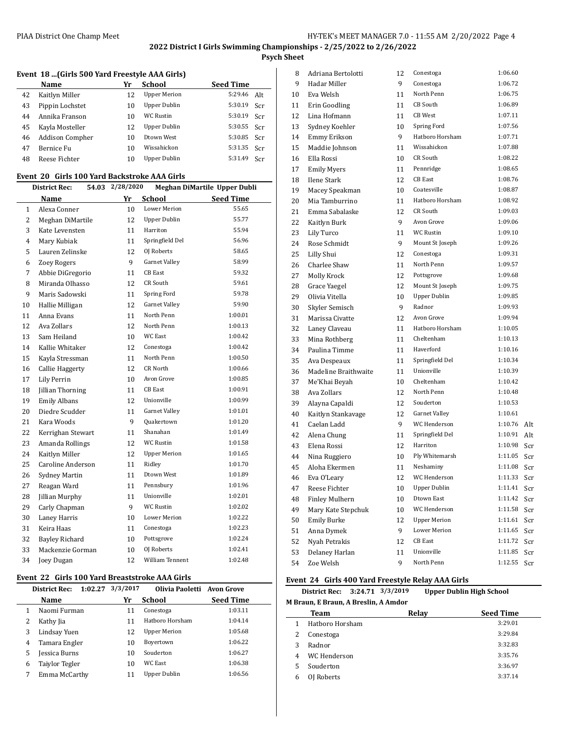**2022 District I Girls Swimming Championships - 2/25/2022 to 2/26/2022**

**Psych Sheet**

### Event 18 ...(Girls 500 Yard Freestyle AAA Girls)

| | Name | Yr | School | Seed Time | |
|---|---|---|---|---|---|
| 42 | Kaitlyn Miller | 12 | Upper Merion | 5:29.46 | Alt |
| 43 | Pippin Lochstet | 10 | Upper Dublin | 5:30.19 | Scr |
| 44 | Annika Franson | 10 | WC Rustin | 5:30.19 | Scr |
| 45 | Kayla Mosteller | 12 | Upper Dublin | 5:30.55 | Scr |
| 46 | Addison Compher | 10 | Dtown West | 5:30.85 | Scr |
| 47 | Bernice Fu | 10 | Wissahickon | 5:31.35 | Scr |
| 48 | Reese Fichter | 10 | Upper Dublin | 5:31.49 | Scr |

### Event 20 Girls 100 Yard Backstroke AAA Girls

District Rec: 54.03 2/28/2020 Meghan DiMartile Upper Dubli

| | Name | Yr | School | Seed Time |
|---|---|---|---|---|
| 1 | Alexa Conner | 10 | Lower Merion | 55.65 |
| 2 | Meghan DiMartile | 12 | Upper Dublin | 55.77 |
| 3 | Kate Levensten | 11 | Harriton | 55.94 |
| 4 | Mary Kubiak | 11 | Springfield Del | 56.96 |
| 5 | Lauren Zelinske | 12 | OJ Roberts | 58.65 |
| 6 | Zoey Rogers | 9 | Garnet Valley | 58.99 |
| 7 | Abbie DiGregorio | 11 | CB East | 59.32 |
| 8 | Miranda Olhasso | 12 | CR South | 59.61 |
| 9 | Maris Sadowski | 11 | Spring Ford | 59.78 |
| 10 | Hallie Milligan | 12 | Garnet Valley | 59.90 |
| 11 | Anna Evans | 11 | North Penn | 1:00.01 |
| 12 | Ava Zollars | 12 | North Penn | 1:00.13 |
| 13 | Sam Heiland | 10 | WC East | 1:00.42 |
| 14 | Kallie Whitaker | 12 | Conestoga | 1:00.42 |
| 15 | Kayla Stressman | 11 | North Penn | 1:00.50 |
| 16 | Callie Haggerty | 12 | CR North | 1:00.66 |
| 17 | Lily Perrin | 10 | Avon Grove | 1:00.85 |
| 18 | Jillian Thorning | 11 | CB East | 1:00.91 |
| 19 | Emily Albans | 12 | Unionville | 1:00.99 |
| 20 | Diedre Scudder | 11 | Garnet Valley | 1:01.01 |
| 21 | Kara Woods | 9 | Quakertown | 1:01.20 |
| 22 | Kerrighan Stewart | 11 | Shanahan | 1:01.49 |
| 23 | Amanda Rollings | 12 | WC Rustin | 1:01.58 |
| 24 | Kaitlyn Miller | 12 | Upper Merion | 1:01.65 |
| 25 | Caroline Anderson | 11 | Ridley | 1:01.70 |
| 26 | Sydney Martin | 11 | Dtown West | 1:01.89 |
| 27 | Reagan Ward | 11 | Pennsbury | 1:01.96 |
| 28 | Jillian Murphy | 11 | Unionville | 1:02.01 |
| 29 | Carly Chapman | 9 | WC Rustin | 1:02.02 |
| 30 | Laney Harris | 10 | Lower Merion | 1:02.22 |
| 31 | Keira Haas | 11 | Conestoga | 1:02.23 |
| 32 | Bayley Richard | 10 | Pottsgrove | 1:02.24 |
| 33 | Mackenzie Gorman | 10 | OJ Roberts | 1:02.41 |
| 34 | Joey Dugan | 12 | William Tennent | 1:02.48 |

### Event 22 Girls 100 Yard Breaststroke AAA Girls

District Rec: 1:02.27 3/3/2017 Olivia Paoletti Avon Grove

| | Name | Yr | School | Seed Time | |
|---|---|---|---|---|---|
| 1 | Naomi Furman | 11 | Conestoga | 1:03.11 | |
| 2 | Kathy Jia | 11 | Hatboro Horsham | 1:04.14 | |
| 3 | Lindsay Yuen | 12 | Upper Merion | 1:05.68 | |
| 4 | Tamara Engler | 10 | Boyertown | 1:06.22 | |
| 5 | Jessica Burns | 10 | Souderton | 1:06.27 | |
| 6 | Taiylor Tegler | 10 | WC East | 1:06.38 | |
| 7 | Emma McCarthy | 11 | Upper Dublin | 1:06.56 | |
| 8 | Adriana Bertolotti | 12 | Conestoga | 1:06.60 | |
| 9 | Hadar Miller | 9 | Conestoga | 1:06.72 | |
| 10 | Eva Welsh | 11 | North Penn | 1:06.75 | |
| 11 | Erin Goodling | 11 | CB South | 1:06.89 | |
| 12 | Lina Hofmann | 11 | CB West | 1:07.11 | |
| 13 | Sydney Koehler | 10 | Spring Ford | 1:07.56 | |
| 14 | Emmy Erikson | 9 | Hatboro Horsham | 1:07.71 | |
| 15 | Maddie Johnson | 11 | Wissahickon | 1:07.88 | |
| 16 | Ella Rossi | 10 | CR South | 1:08.22 | |
| 17 | Emily Myers | 11 | Pennridge | 1:08.65 | |
| 18 | Ilene Stark | 12 | CB East | 1:08.76 | |
| 19 | Macey Speakman | 10 | Coatesville | 1:08.87 | |
| 20 | Mia Tamburrino | 11 | Hatboro Horsham | 1:08.92 | |
| 21 | Emma Sabalaske | 12 | CR South | 1:09.03 | |
| 22 | Kaitlyn Burk | 9 | Avon Grove | 1:09.06 | |
| 23 | Lily Turco | 11 | WC Rustin | 1:09.10 | |
| 24 | Rose Schmidt | 9 | Mount St Joseph | 1:09.26 | |
| 25 | Lilly Shui | 12 | Conestoga | 1:09.31 | |
| 26 | Charlee Shaw | 11 | North Penn | 1:09.57 | |
| 27 | Molly Krock | 12 | Pottsgrove | 1:09.68 | |
| 28 | Grace Yaegel | 12 | Mount St Joseph | 1:09.75 | |
| 29 | Olivia Vitella | 10 | Upper Dublin | 1:09.85 | |
| 30 | Skyler Semisch | 9 | Radnor | 1:09.93 | |
| 31 | Marissa Civatte | 12 | Avon Grove | 1:09.94 | |
| 32 | Laney Claveau | 11 | Hatboro Horsham | 1:10.05 | |
| 33 | Mina Rothberg | 11 | Cheltenham | 1:10.13 | |
| 34 | Paulina Timme | 11 | Haverford | 1:10.16 | |
| 35 | Ava Despeaux | 11 | Springfield Del | 1:10.34 | |
| 36 | Madeline Braithwaite | 11 | Unionville | 1:10.39 | |
| 37 | Me'Khai Beyah | 10 | Cheltenham | 1:10.42 | |
| 38 | Ava Zollars | 12 | North Penn | 1:10.48 | |
| 39 | Alayna Capaldi | 12 | Souderton | 1:10.53 | |
| 40 | Kaitlyn Stankavage | 12 | Garnet Valley | 1:10.61 | |
| 41 | Caelan Ladd | 9 | WC Henderson | 1:10.76 | Alt |
| 42 | Alena Chung | 11 | Springfield Del | 1:10.91 | Alt |
| 43 | Elena Rossi | 12 | Harriton | 1:10.98 | Scr |
| 44 | Nina Ruggiero | 10 | Ply Whitemarsh | 1:11.05 | Scr |
| 45 | Aloha Ekermen | 11 | Neshaminy | 1:11.08 | Scr |
| 46 | Eva O'Leary | 12 | WC Henderson | 1:11.33 | Scr |
| 47 | Reese Fichter | 10 | Upper Dublin | 1:11.41 | Scr |
| 48 | Finley Mulhern | 10 | Dtown East | 1:11.42 | Scr |
| 49 | Mary Kate Stepchuk | 10 | WC Henderson | 1:11.58 | Scr |
| 50 | Emily Burke | 12 | Upper Merion | 1:11.61 | Scr |
| 51 | Anna Dymek | 9 | Lower Merion | 1:11.65 | Scr |
| 52 | Nyah Petrakis | 12 | CB East | 1:11.72 | Scr |
| 53 | Delaney Harlan | 11 | Unionville | 1:11.85 | Scr |
| 54 | Zoe Welsh | 9 | North Penn | 1:12.55 | Scr |

### Event 24 Girls 400 Yard Freestyle Relay AAA Girls

District Rec: 3:24.71 3/3/2019 Upper Dublin High School
M Braun, E Braun, A Breslin, A Amdor

| | Team | Relay | Seed Time |
|---|---|---|---|
| 1 | Hatboro Horsham | | 3:29.01 |
| 2 | Conestoga | | 3:29.84 |
| 3 | Radnor | | 3:32.83 |
| 4 | WC Henderson | | 3:35.76 |
| 5 | Souderton | | 3:36.97 |
| 6 | OJ Roberts | | 3:37.14 |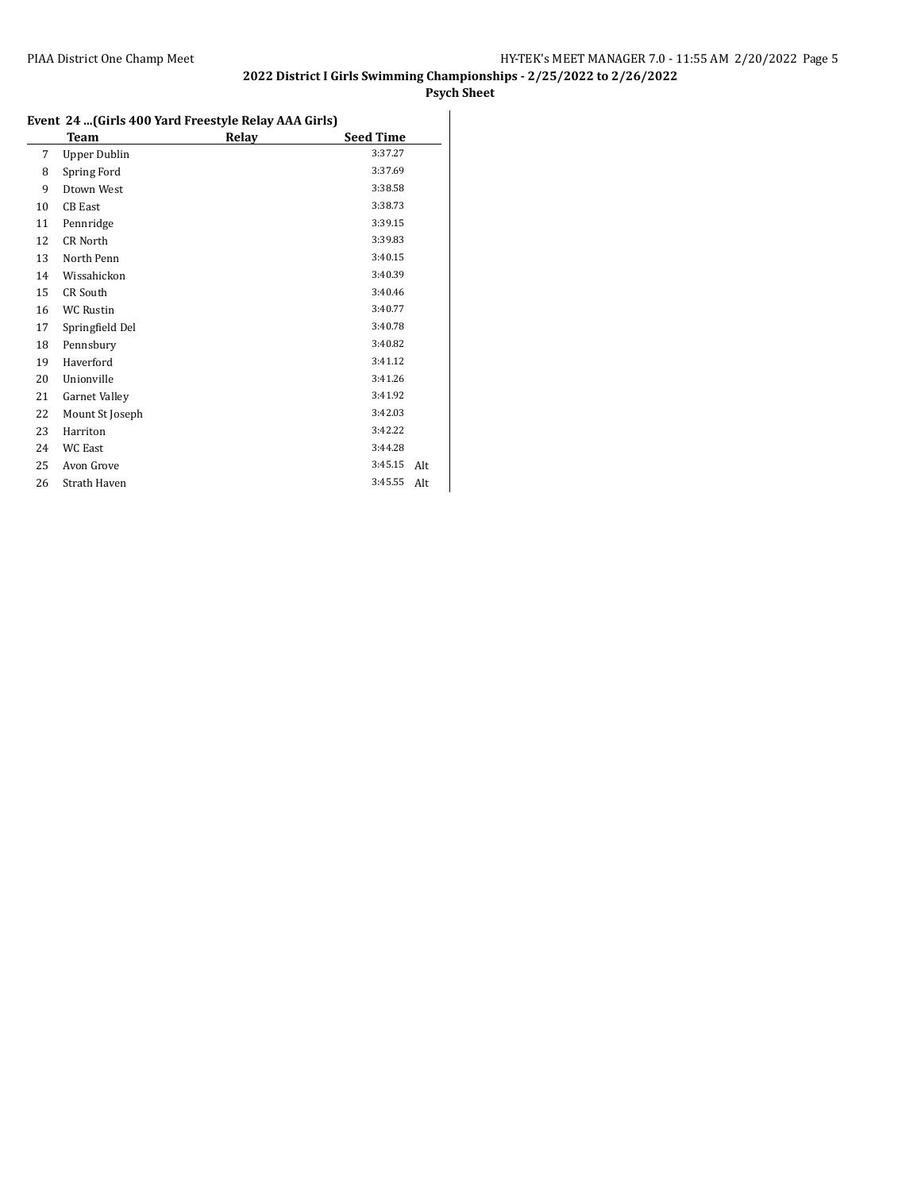## 2022 District I Girls Swimming Championships - 2/25/2022 to 2/26/2022

### Psych Sheet

**Event 24 ...(Girls 400 Yard Freestyle Relay AAA Girls)**

| | Team | Relay | Seed Time | |
|---|---|---|---|---|
| 7 | Upper Dublin | | 3:37.27 | |
| 8 | Spring Ford | | 3:37.69 | |
| 9 | Dtown West | | 3:38.58 | |
| 10 | CB East | | 3:38.73 | |
| 11 | Pennridge | | 3:39.15 | |
| 12 | CR North | | 3:39.83 | |
| 13 | North Penn | | 3:40.15 | |
| 14 | Wissahickon | | 3:40.39 | |
| 15 | CR South | | 3:40.46 | |
| 16 | WC Rustin | | 3:40.77 | |
| 17 | Springfield Del | | 3:40.78 | |
| 18 | Pennsbury | | 3:40.82 | |
| 19 | Haverford | | 3:41.12 | |
| 20 | Unionville | | 3:41.26 | |
| 21 | Garnet Valley | | 3:41.92 | |
| 22 | Mount St Joseph | | 3:42.03 | |
| 23 | Harriton | | 3:42.22 | |
| 24 | WC East | | 3:44.28 | |
| 25 | Avon Grove | | 3:45.15 | Alt |
| 26 | Strath Haven | | 3:45.55 | Alt |